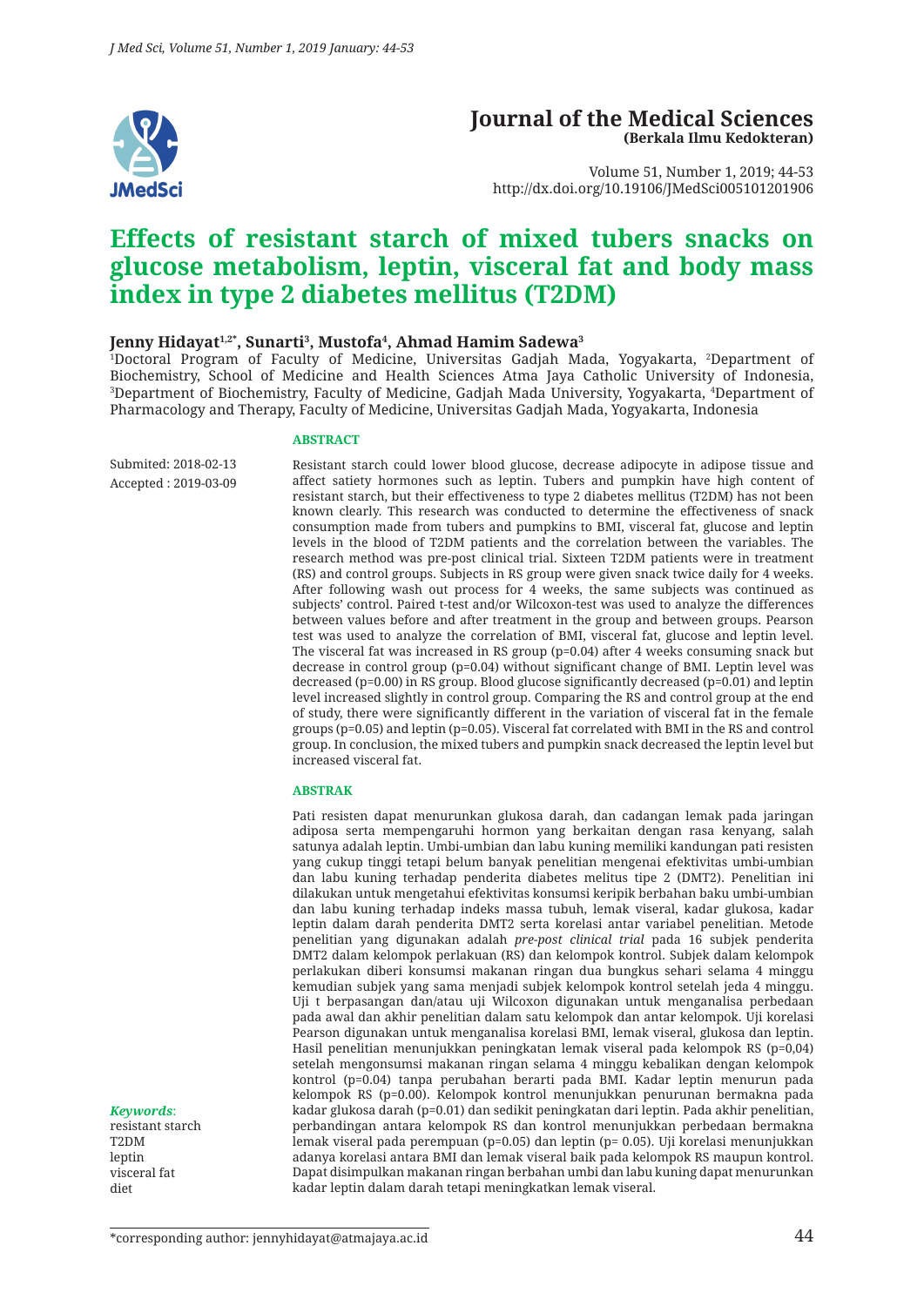**Journal of the Medical Sciences**
**(Berkala Ilmu Kedokteran)**

Volume 51, Number 1, 2019; 44-53
http://dx.doi.org/10.19106/JMedSci005101201906

# Effects of resistant starch of mixed tubers snacks on glucose metabolism, leptin, visceral fat and body mass index in type 2 diabetes mellitus (T2DM)

**Jenny Hidayat[1,2*], Sunarti[3], Mustofa[4], Ahmad Hamim Sadewa[3]**

[1]Doctoral Program of Faculty of Medicine, Universitas Gadjah Mada, Yogyakarta, [2]Department of Biochemistry, School of Medicine and Health Sciences Atma Jaya Catholic University of Indonesia, [3]Department of Biochemistry, Faculty of Medicine, Gadjah Mada University, Yogyakarta, [4]Department of Pharmacology and Therapy, Faculty of Medicine, Universitas Gadjah Mada, Yogyakarta, Indonesia

Submited: 2018-02-13
Accepted : 2019-03-09

## ABSTRACT

Resistant starch could lower blood glucose, decrease adipocyte in adipose tissue and affect satiety hormones such as leptin. Tubers and pumpkin have high content of resistant starch, but their effectiveness to type 2 diabetes mellitus (T2DM) has not been known clearly. This research was conducted to determine the effectiveness of snack consumption made from tubers and pumpkins to BMI, visceral fat, glucose and leptin levels in the blood of T2DM patients and the correlation between the variables. The research method was pre-post clinical trial. Sixteen T2DM patients were in treatment (RS) and control groups. Subjects in RS group were given snack twice daily for 4 weeks. After following wash out process for 4 weeks, the same subjects was continued as subjects' control. Paired t-test and/or Wilcoxon-test was used to analyze the differences between values before and after treatment in the group and between groups. Pearson test was used to analyze the correlation of BMI, visceral fat, glucose and leptin level. The visceral fat was increased in RS group (p=0.04) after 4 weeks consuming snack but decrease in control group (p=0.04) without significant change of BMI. Leptin level was decreased (p=0.00) in RS group. Blood glucose significantly decreased (p=0.01) and leptin level increased slightly in control group. Comparing the RS and control group at the end of study, there were significantly different in the variation of visceral fat in the female groups (p=0.05) and leptin (p=0.05). Visceral fat correlated with BMI in the RS and control group. In conclusion, the mixed tubers and pumpkin snack decreased the leptin level but increased visceral fat.

## ABSTRAK

Pati resisten dapat menurunkan glukosa darah, dan cadangan lemak pada jaringan adiposa serta mempengaruhi hormon yang berkaitan dengan rasa kenyang, salah satunya adalah leptin. Umbi-umbian dan labu kuning memiliki kandungan pati resisten yang cukup tinggi tetapi belum banyak penelitian mengenai efektivitas umbi-umbian dan labu kuning terhadap penderita diabetes melitus tipe 2 (DMT2). Penelitian ini dilakukan untuk mengetahui efektivitas konsumsi keripik berbahan baku umbi-umbian dan labu kuning terhadap indeks massa tubuh, lemak viseral, kadar glukosa, kadar leptin dalam darah penderita DMT2 serta korelasi antar variabel penelitian. Metode penelitian yang digunakan adalah *pre-post clinical trial* pada 16 subjek penderita DMT2 dalam kelompok perlakuan (RS) dan kelompok kontrol. Subjek dalam kelompok perlakuan diberi konsumsi makanan ringan dua bungkus sehari selama 4 minggu kemudian subjek yang sama menjadi subjek kelompok kontrol setelah jeda 4 minggu. Uji t berpasangan dan/atau uji Wilcoxon digunakan untuk menganalisa perbedaan pada awal dan akhir penelitian dalam satu kelompok dan antar kelompok. Uji korelasi Pearson digunakan untuk menganalisa korelasi BMI, lemak viseral, glukosa dan leptin. Hasil penelitian menunjukkan peningkatan lemak viseral pada kelompok RS (p=0,04) setelah mengonsumsi makanan ringan selama 4 minggu kebalikan dengan kelompok kontrol (p=0.04) tanpa perubahan berarti pada BMI. Kadar leptin menurun pada kelompok RS (p=0.00). Kelompok kontrol menunjukkan penurunan bermakna pada kadar glukosa darah (p=0.01) dan sedikit peningkatan dari leptin. Pada akhir penelitian, perbandingan antara kelompok RS dan kontrol menunjukkan perbedaan bermakna lemak viseral pada perempuan (p=0.05) dan leptin (p= 0.05). Uji korelasi menunjukkan adanya korelasi antara BMI dan lemak viseral baik pada kelompok RS maupun kontrol. Dapat disimpulkan makanan ringan berbahan umbi dan labu kuning dapat menurunkan kadar leptin dalam darah tetapi meningkatkan lemak viseral.

***Keywords*:**
resistant starch
T2DM
leptin
visceral fat
diet

*corresponding author: jennyhidayat@atmajaya.ac.id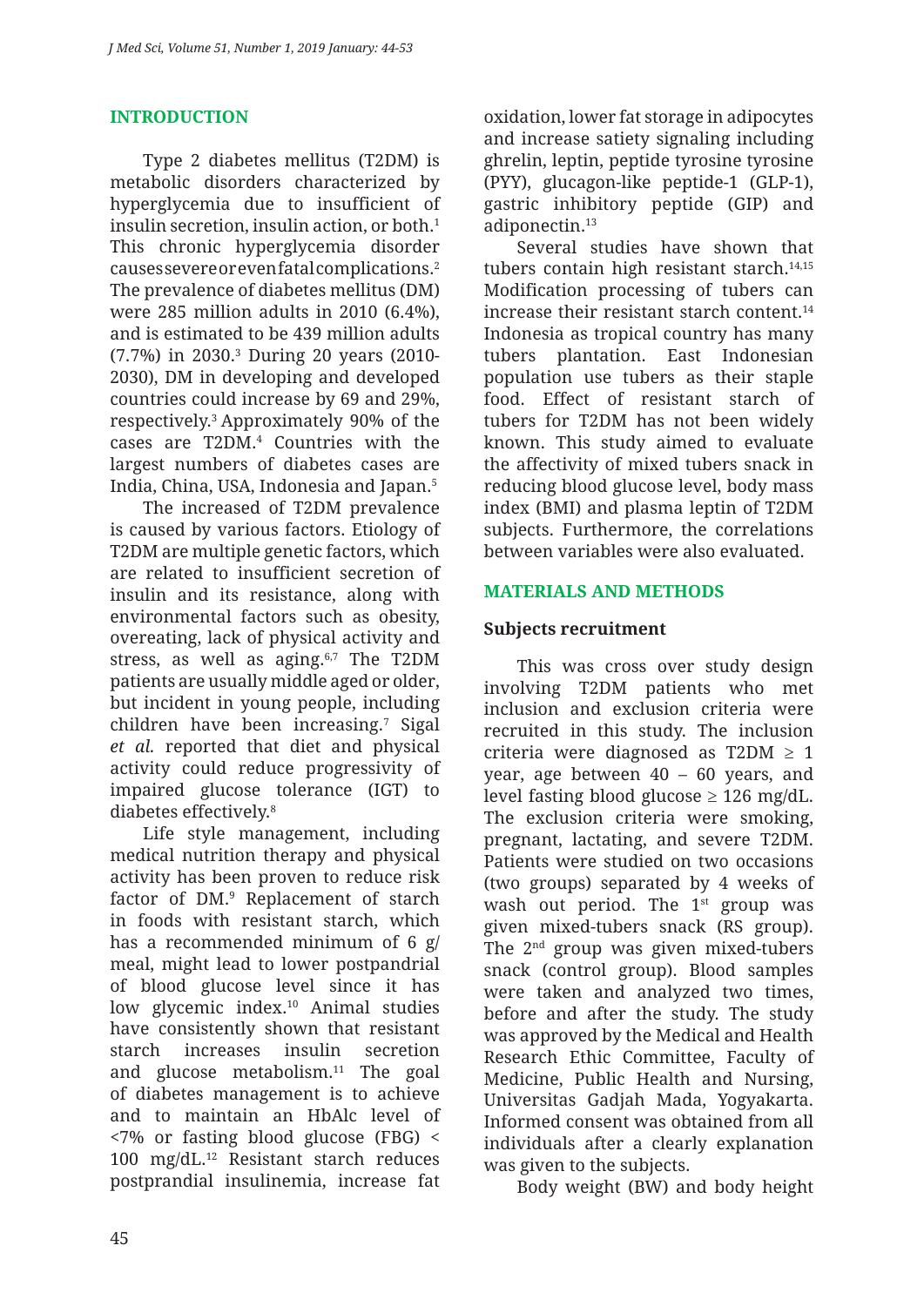## INTRODUCTION

Type 2 diabetes mellitus (T2DM) is metabolic disorders characterized by hyperglycemia due to insufficient of insulin secretion, insulin action, or both.[1] This chronic hyperglycemia disorder causes severe or even fatal complications.[2] The prevalence of diabetes mellitus (DM) were 285 million adults in 2010 (6.4%), and is estimated to be 439 million adults (7.7%) in 2030.[3] During 20 years (2010-2030), DM in developing and developed countries could increase by 69 and 29%, respectively.[3] Approximately 90% of the cases are T2DM.[4] Countries with the largest numbers of diabetes cases are India, China, USA, Indonesia and Japan.[5]

The increased of T2DM prevalence is caused by various factors. Etiology of T2DM are multiple genetic factors, which are related to insufficient secretion of insulin and its resistance, along with environmental factors such as obesity, overeating, lack of physical activity and stress, as well as aging.[6,7] The T2DM patients are usually middle aged or older, but incident in young people, including children have been increasing.[7] Sigal *et al.* reported that diet and physical activity could reduce progressivity of impaired glucose tolerance (IGT) to diabetes effectively.[8]

Life style management, including medical nutrition therapy and physical activity has been proven to reduce risk factor of DM.[9] Replacement of starch in foods with resistant starch, which has a recommended minimum of 6 g/meal, might lead to lower postpandrial of blood glucose level since it has low glycemic index.[10] Animal studies have consistently shown that resistant starch increases insulin secretion and glucose metabolism.[11] The goal of diabetes management is to achieve and to maintain an HbAlc level of <7% or fasting blood glucose (FBG) < 100 mg/dL.[12] Resistant starch reduces postprandial insulinemia, increase fat oxidation, lower fat storage in adipocytes and increase satiety signaling including ghrelin, leptin, peptide tyrosine tyrosine (PYY), glucagon-like peptide-1 (GLP-1), gastric inhibitory peptide (GIP) and adiponectin.[13]

Several studies have shown that tubers contain high resistant starch.[14,15] Modification processing of tubers can increase their resistant starch content.[14] Indonesia as tropical country has many tubers plantation. East Indonesian population use tubers as their staple food. Effect of resistant starch of tubers for T2DM has not been widely known. This study aimed to evaluate the affectivity of mixed tubers snack in reducing blood glucose level, body mass index (BMI) and plasma leptin of T2DM subjects. Furthermore, the correlations between variables were also evaluated.

## MATERIALS AND METHODS

### Subjects recruitment

This was cross over study design involving T2DM patients who met inclusion and exclusion criteria were recruited in this study. The inclusion criteria were diagnosed as T2DM ≥ 1 year, age between 40 – 60 years, and level fasting blood glucose ≥ 126 mg/dL. The exclusion criteria were smoking, pregnant, lactating, and severe T2DM. Patients were studied on two occasions (two groups) separated by 4 weeks of wash out period. The 1st group was given mixed-tubers snack (RS group). The 2nd group was given mixed-tubers snack (control group). Blood samples were taken and analyzed two times, before and after the study. The study was approved by the Medical and Health Research Ethic Committee, Faculty of Medicine, Public Health and Nursing, Universitas Gadjah Mada, Yogyakarta. Informed consent was obtained from all individuals after a clearly explanation was given to the subjects.

Body weight (BW) and body height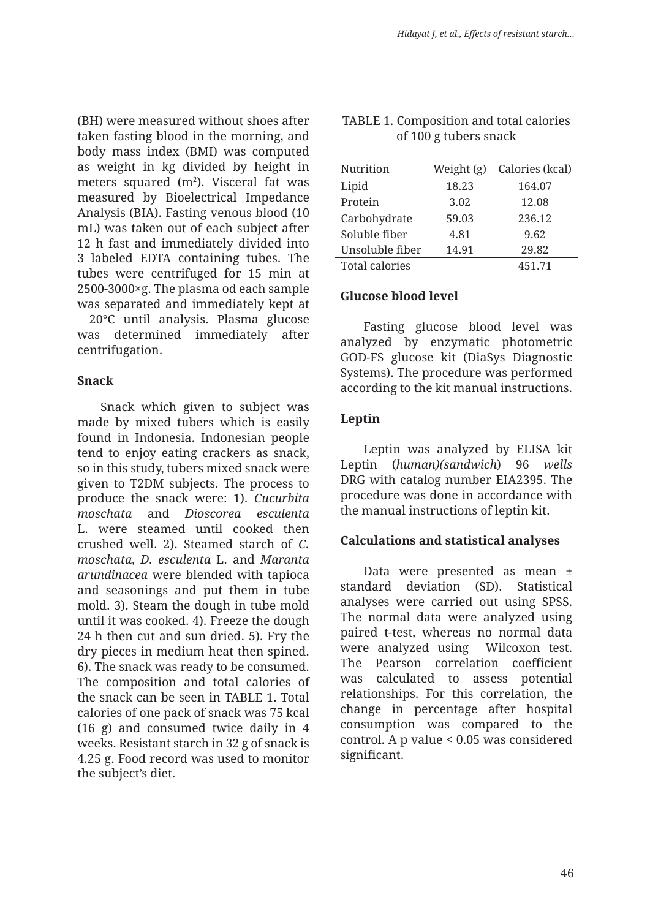(BH) were measured without shoes after taken fasting blood in the morning, and body mass index (BMI) was computed as weight in kg divided by height in meters squared ($m^2$). Visceral fat was measured by Bioelectrical Impedance Analysis (BIA). Fasting venous blood (10 mL) was taken out of each subject after 12 h fast and immediately divided into 3 labeled EDTA containing tubes. The tubes were centrifuged for 15 min at 2500-3000×g. The plasma od each sample was separated and immediately kept at 20°C until analysis. Plasma glucose was determined immediately after centrifugation.

**Snack**

Snack which given to subject was made by mixed tubers which is easily found in Indonesia. Indonesian people tend to enjoy eating crackers as snack, so in this study, tubers mixed snack were given to T2DM subjects. The process to produce the snack were: 1). *Cucurbita moschata* and *Dioscorea esculenta* L. were steamed until cooked then crushed well. 2). Steamed starch of *C. moschata*, *D. esculenta* L. and *Maranta arundinacea* were blended with tapioca and seasonings and put them in tube mold. 3). Steam the dough in tube mold until it was cooked. 4). Freeze the dough 24 h then cut and sun dried. 5). Fry the dry pieces in medium heat then spined. 6). The snack was ready to be consumed. The composition and total calories of the snack can be seen in TABLE 1. Total calories of one pack of snack was 75 kcal (16 g) and consumed twice daily in 4 weeks. Resistant starch in 32 g of snack is 4.25 g. Food record was used to monitor the subject's diet.

TABLE 1. Composition and total calories of 100 g tubers snack

| Nutrition | Weight (g) | Calories (kcal) |
|---|---|---|
| Lipid | 18.23 | 164.07 |
| Protein | 3.02 | 12.08 |
| Carbohydrate | 59.03 | 236.12 |
| Soluble fiber | 4.81 | 9.62 |
| Unsoluble fiber | 14.91 | 29.82 |
| Total calories | | 451.71 |

**Glucose blood level**

Fasting glucose blood level was analyzed by enzymatic photometric GOD-FS glucose kit (DiaSys Diagnostic Systems). The procedure was performed according to the kit manual instructions.

**Leptin**

Leptin was analyzed by ELISA kit Leptin (*human)(sandwich*) 96 *wells* DRG with catalog number EIA2395. The procedure was done in accordance with the manual instructions of leptin kit.

**Calculations and statistical analyses**

Data were presented as mean ± standard deviation (SD). Statistical analyses were carried out using SPSS. The normal data were analyzed using paired t-test, whereas no normal data were analyzed using Wilcoxon test. The Pearson correlation coefficient was calculated to assess potential relationships. For this correlation, the change in percentage after hospital consumption was compared to the control. A p value < 0.05 was considered significant.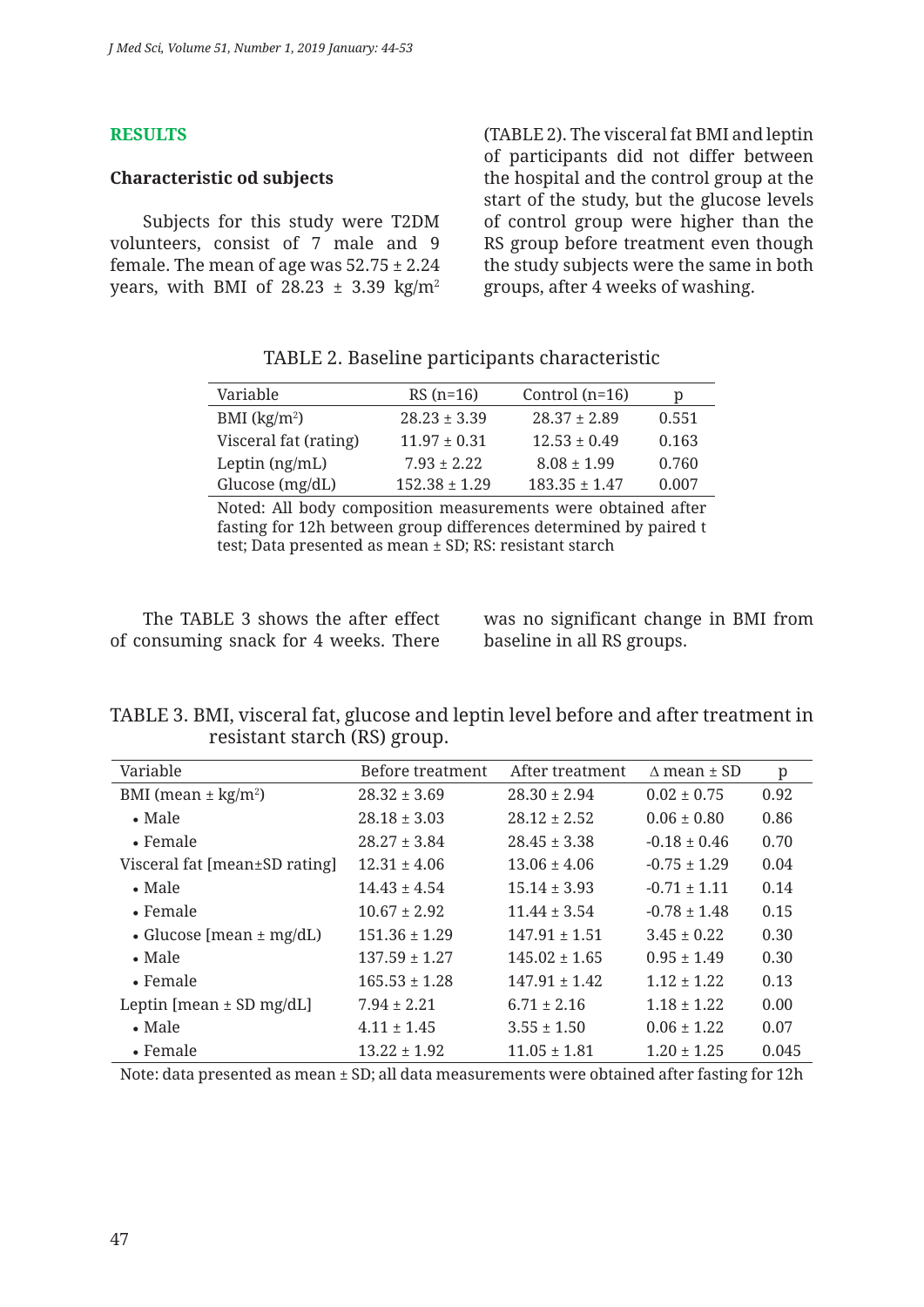## RESULTS

### Characteristic od subjects

Subjects for this study were T2DM volunteers, consist of 7 male and 9 female. The mean of age was 52.75 ± 2.24 years, with BMI of 28.23 ± 3.39 kg/m$^2$ (TABLE 2). The visceral fat BMI and leptin of participants did not differ between the hospital and the control group at the start of the study, but the glucose levels of control group were higher than the RS group before treatment even though the study subjects were the same in both groups, after 4 weeks of washing.

TABLE 2. Baseline participants characteristic

| Variable | RS (n=16) | Control (n=16) | p |
|---|---|---|---|
| BMI (kg/m$^2$) | 28.23 ± 3.39 | 28.37 ± 2.89 | 0.551 |
| Visceral fat (rating) | 11.97 ± 0.31 | 12.53 ± 0.49 | 0.163 |
| Leptin (ng/mL) | 7.93 ± 2.22 | 8.08 ± 1.99 | 0.760 |
| Glucose (mg/dL) | 152.38 ± 1.29 | 183.35 ± 1.47 | 0.007 |

Noted: All body composition measurements were obtained after fasting for 12h between group differences determined by paired t test; Data presented as mean ± SD; RS: resistant starch

The TABLE 3 shows the after effect of consuming snack for 4 weeks. There was no significant change in BMI from baseline in all RS groups.

TABLE 3. BMI, visceral fat, glucose and leptin level before and after treatment in resistant starch (RS) group.

| Variable | Before treatment | After treatment | Δ mean ± SD | p |
|---|---|---|---|---|
| BMI (mean ± kg/m$^2$) | 28.32 ± 3.69 | 28.30 ± 2.94 | 0.02 ± 0.75 | 0.92 |
| • Male | 28.18 ± 3.03 | 28.12 ± 2.52 | 0.06 ± 0.80 | 0.86 |
| • Female | 28.27 ± 3.84 | 28.45 ± 3.38 | -0.18 ± 0.46 | 0.70 |
| Visceral fat [mean±SD rating] | 12.31 ± 4.06 | 13.06 ± 4.06 | -0.75 ± 1.29 | 0.04 |
| • Male | 14.43 ± 4.54 | 15.14 ± 3.93 | -0.71 ± 1.11 | 0.14 |
| • Female | 10.67 ± 2.92 | 11.44 ± 3.54 | -0.78 ± 1.48 | 0.15 |
| • Glucose [mean ± mg/dL) | 151.36 ± 1.29 | 147.91 ± 1.51 | 3.45 ± 0.22 | 0.30 |
| • Male | 137.59 ± 1.27 | 145.02 ± 1.65 | 0.95 ± 1.49 | 0.30 |
| • Female | 165.53 ± 1.28 | 147.91 ± 1.42 | 1.12 ± 1.22 | 0.13 |
| Leptin [mean ± SD mg/dL] | 7.94 ± 2.21 | 6.71 ± 2.16 | 1.18 ± 1.22 | 0.00 |
| • Male | 4.11 ± 1.45 | 3.55 ± 1.50 | 0.06 ± 1.22 | 0.07 |
| • Female | 13.22 ± 1.92 | 11.05 ± 1.81 | 1.20 ± 1.25 | 0.045 |

Note: data presented as mean ± SD; all data measurements were obtained after fasting for 12h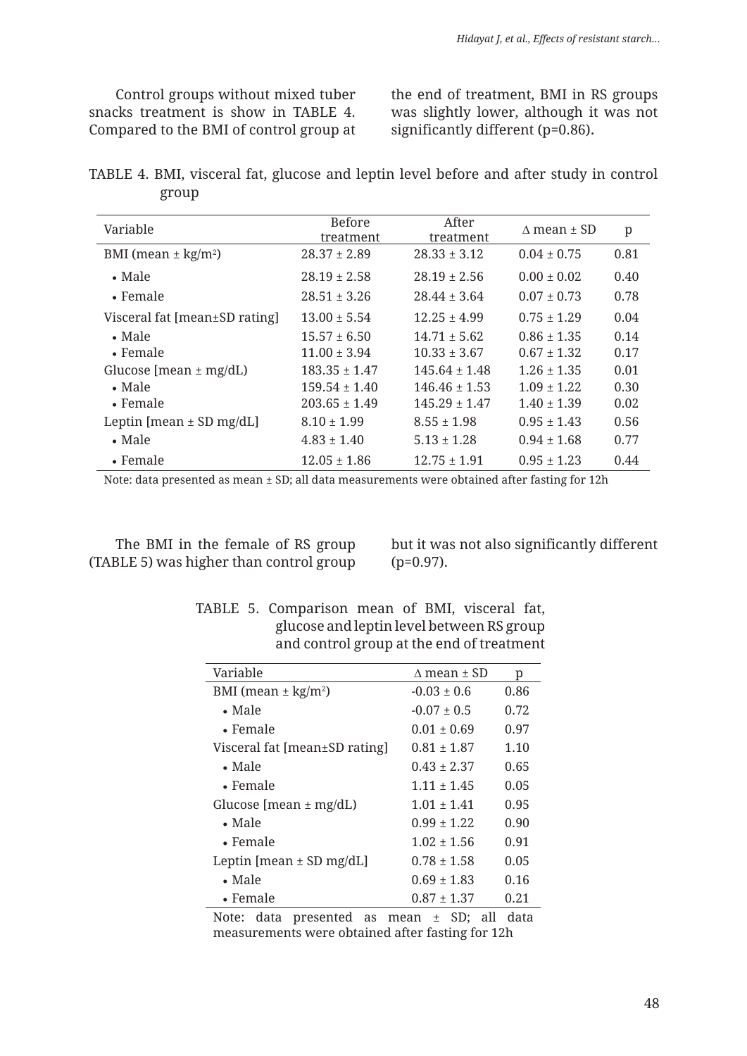Control groups without mixed tuber snacks treatment is show in TABLE 4. Compared to the BMI of control group at the end of treatment, BMI in RS groups was slightly lower, although it was not significantly different (p=0.86).

TABLE 4. BMI, visceral fat, glucose and leptin level before and after study in control group

| Variable | Before treatment | After treatment | ∆ mean ± SD | p |
|---|---|---|---|---|
| BMI (mean ± kg/m$^2$) | 28.37 ± 2.89 | 28.33 ± 3.12 | 0.04 ± 0.75 | 0.81 |
| • Male | 28.19 ± 2.58 | 28.19 ± 2.56 | 0.00 ± 0.02 | 0.40 |
| • Female | 28.51 ± 3.26 | 28.44 ± 3.64 | 0.07 ± 0.73 | 0.78 |
| Visceral fat [mean±SD rating] | 13.00 ± 5.54 | 12.25 ± 4.99 | 0.75 ± 1.29 | 0.04 |
| • Male | 15.57 ± 6.50 | 14.71 ± 5.62 | 0.86 ± 1.35 | 0.14 |
| • Female | 11.00 ± 3.94 | 10.33 ± 3.67 | 0.67 ± 1.32 | 0.17 |
| Glucose [mean ± mg/dL) | 183.35 ± 1.47 | 145.64 ± 1.48 | 1.26 ± 1.35 | 0.01 |
| • Male | 159.54 ± 1.40 | 146.46 ± 1.53 | 1.09 ± 1.22 | 0.30 |
| • Female | 203.65 ± 1.49 | 145.29 ± 1.47 | 1.40 ± 1.39 | 0.02 |
| Leptin [mean ± SD mg/dL] | 8.10 ± 1.99 | 8.55 ± 1.98 | 0.95 ± 1.43 | 0.56 |
| • Male | 4.83 ± 1.40 | 5.13 ± 1.28 | 0.94 ± 1.68 | 0.77 |
| • Female | 12.05 ± 1.86 | 12.75 ± 1.91 | 0.95 ± 1.23 | 0.44 |

Note: data presented as mean ± SD; all data measurements were obtained after fasting for 12h

The BMI in the female of RS group (TABLE 5) was higher than control group but it was not also significantly different (p=0.97).

TABLE 5. Comparison mean of BMI, visceral fat, glucose and leptin level between RS group and control group at the end of treatment

| Variable | ∆ mean ± SD | p |
|---|---|---|
| BMI (mean ± kg/m$^2$) | -0.03 ± 0.6 | 0.86 |
| • Male | -0.07 ± 0.5 | 0.72 |
| • Female | 0.01 ± 0.69 | 0.97 |
| Visceral fat [mean±SD rating] | 0.81 ± 1.87 | 1.10 |
| • Male | 0.43 ± 2.37 | 0.65 |
| • Female | 1.11 ± 1.45 | 0.05 |
| Glucose [mean ± mg/dL) | 1.01 ± 1.41 | 0.95 |
| • Male | 0.99 ± 1.22 | 0.90 |
| • Female | 1.02 ± 1.56 | 0.91 |
| Leptin [mean ± SD mg/dL] | 0.78 ± 1.58 | 0.05 |
| • Male | 0.69 ± 1.83 | 0.16 |
| • Female | 0.87 ± 1.37 | 0.21 |

Note: data presented as mean ± SD; all data measurements were obtained after fasting for 12h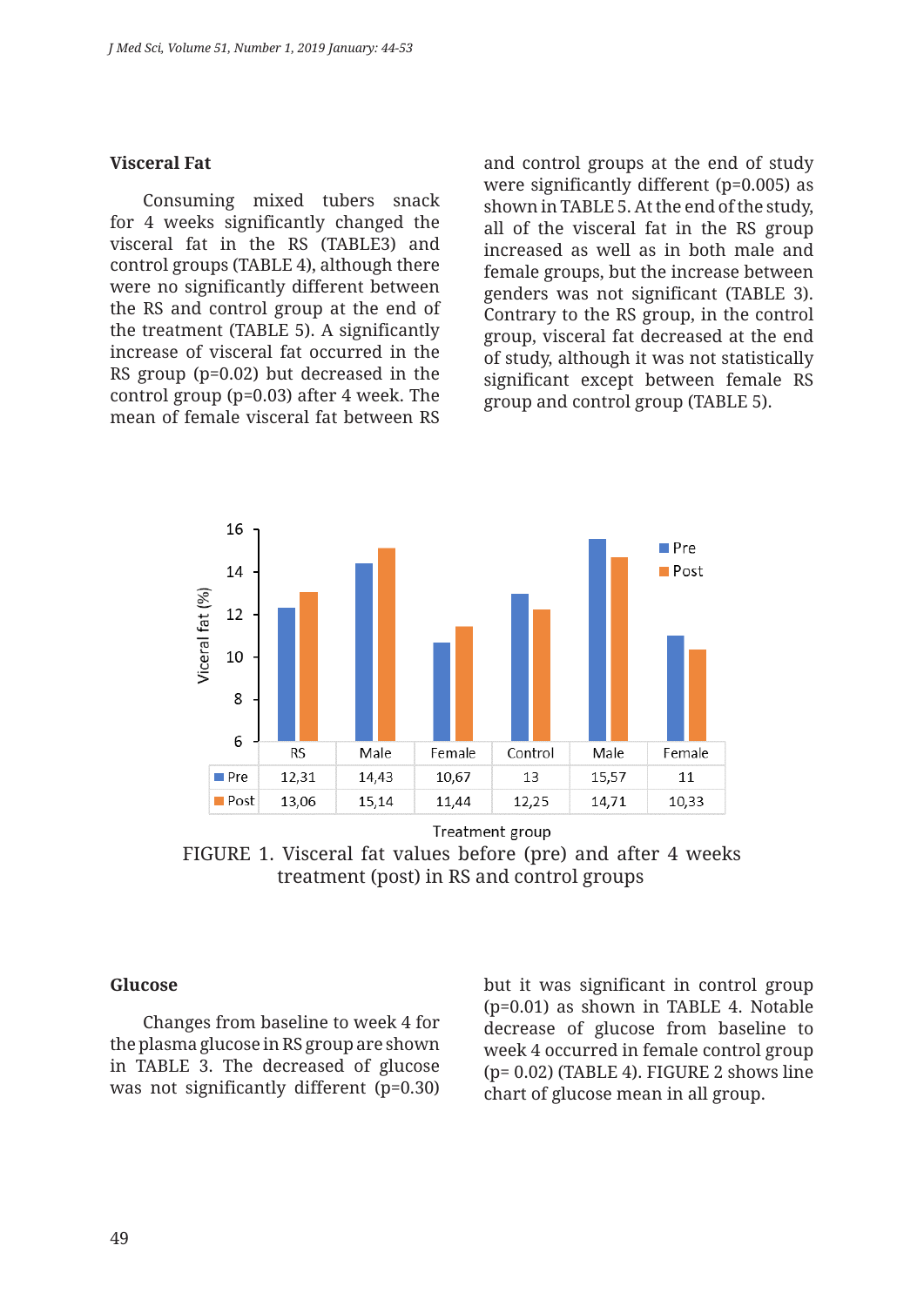## Visceral Fat

Consuming mixed tubers snack for 4 weeks significantly changed the visceral fat in the RS (TABLE3) and control groups (TABLE 4), although there were no significantly different between the RS and control group at the end of the treatment (TABLE 5). A significantly increase of visceral fat occurred in the RS group (p=0.02) but decreased in the control group (p=0.03) after 4 week. The mean of female visceral fat between RS and control groups at the end of study were significantly different (p=0.005) as shown in TABLE 5. At the end of the study, all of the visceral fat in the RS group increased as well as in both male and female groups, but the increase between genders was not significant (TABLE 3). Contrary to the RS group, in the control group, visceral fat decreased at the end of study, although it was not statistically significant except between female RS group and control group (TABLE 5).

| | RS | Male | Female | Control | Male | Female |
|---|---|---|---|---|---|---|
| Pre | 12,31 | 14,43 | 10,67 | 13 | 15,57 | 11 |
| Post | 13,06 | 15,14 | 11,44 | 12,25 | 14,71 | 10,33 |

FIGURE 1. Visceral fat values before (pre) and after 4 weeks treatment (post) in RS and control groups

## Glucose

Changes from baseline to week 4 for the plasma glucose in RS group are shown in TABLE 3. The decreased of glucose was not significantly different (p=0.30) but it was significant in control group (p=0.01) as shown in TABLE 4. Notable decrease of glucose from baseline to week 4 occurred in female control group (p= 0.02) (TABLE 4). FIGURE 2 shows line chart of glucose mean in all group.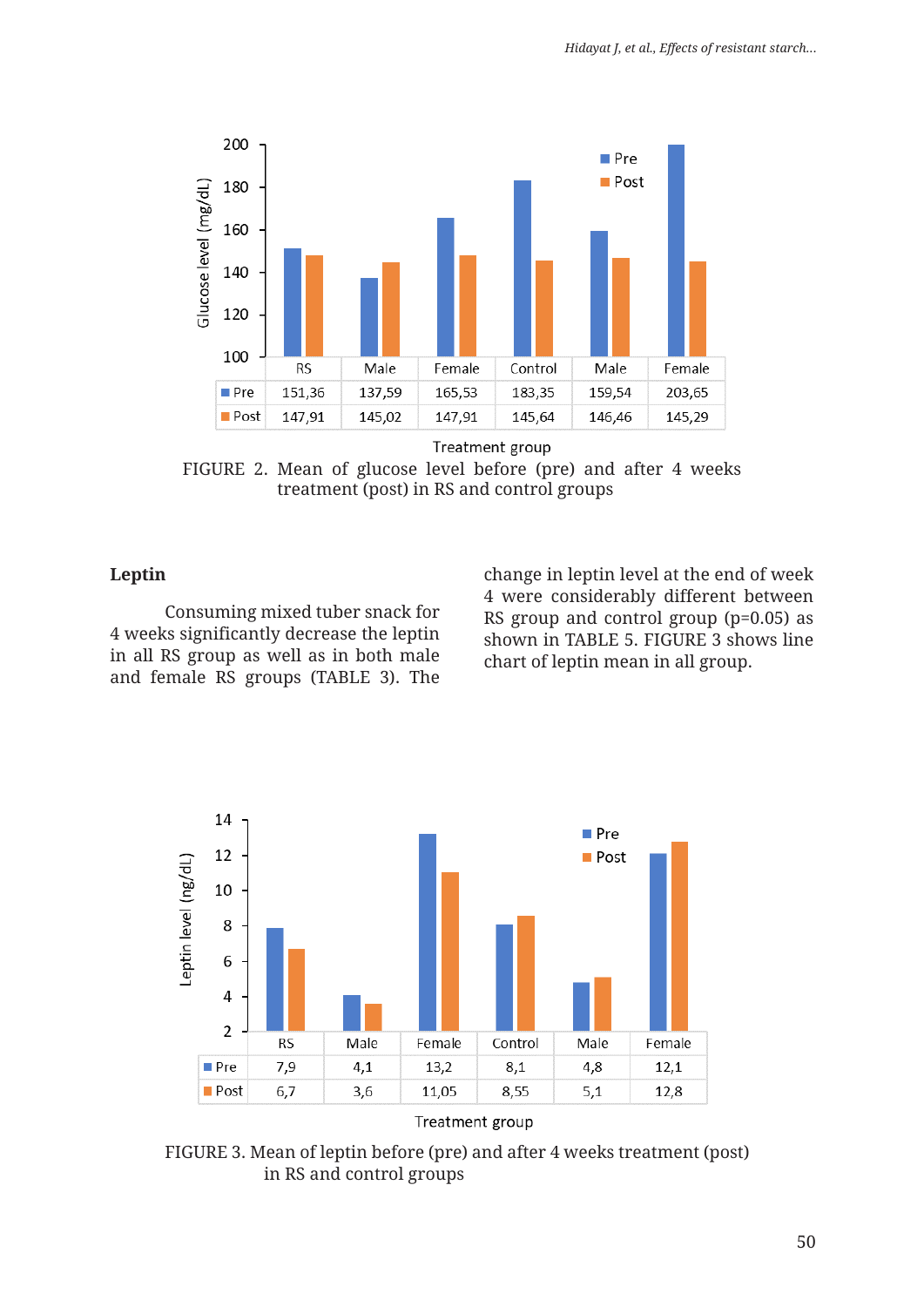| | RS | Male | Female | Control | Male | Female |
|---|---|---|---|---|---|---|
| Pre | 151,36 | 137,59 | 165,53 | 183,35 | 159,54 | 203,65 |
| Post | 147,91 | 145,02 | 147,91 | 145,64 | 146,46 | 145,29 |

FIGURE 2. Mean of glucose level before (pre) and after 4 weeks treatment (post) in RS and control groups

## Leptin

Consuming mixed tuber snack for 4 weeks significantly decrease the leptin in all RS group as well as in both male and female RS groups (TABLE 3). The change in leptin level at the end of week 4 were considerably different between RS group and control group (p=0.05) as shown in TABLE 5. FIGURE 3 shows line chart of leptin mean in all group.

| | RS | Male | Female | Control | Male | Female |
|---|---|---|---|---|---|---|
| Pre | 7,9 | 4,1 | 13,2 | 8,1 | 4,8 | 12,1 |
| Post | 6,7 | 3,6 | 11,05 | 8,55 | 5,1 | 12,8 |

FIGURE 3. Mean of leptin before (pre) and after 4 weeks treatment (post) in RS and control groups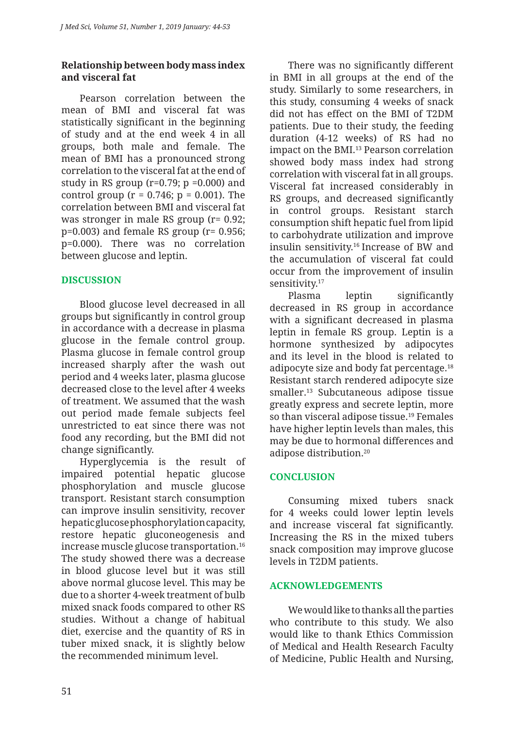### Relationship between body mass index and visceral fat

Pearson correlation between the mean of BMI and visceral fat was statistically significant in the beginning of study and at the end week 4 in all groups, both male and female. The mean of BMI has a pronounced strong correlation to the visceral fat at the end of study in RS group ($r=0.79$; $p=0.000$) and control group ($r = 0.746$; $p = 0.001$). The correlation between BMI and visceral fat was stronger in male RS group ($r= 0.92$; $p=0.003$) and female RS group ($r= 0.956$; $p=0.000$). There was no correlation between glucose and leptin.

## DISCUSSION

Blood glucose level decreased in all groups but significantly in control group in accordance with a decrease in plasma glucose in the female control group. Plasma glucose in female control group increased sharply after the wash out period and 4 weeks later, plasma glucose decreased close to the level after 4 weeks of treatment. We assumed that the wash out period made female subjects feel unrestricted to eat since there was not food any recording, but the BMI did not change significantly.

Hyperglycemia is the result of impaired potential hepatic glucose phosphorylation and muscle glucose transport. Resistant starch consumption can improve insulin sensitivity, recover hepatic glucose phosphorylation capacity, restore hepatic gluconeogenesis and increase muscle glucose transportation.[16] The study showed there was a decrease in blood glucose level but it was still above normal glucose level. This may be due to a shorter 4-week treatment of bulb mixed snack foods compared to other RS studies. Without a change of habitual diet, exercise and the quantity of RS in tuber mixed snack, it is slightly below the recommended minimum level.

There was no significantly different in BMI in all groups at the end of the study. Similarly to some researchers, in this study, consuming 4 weeks of snack did not has effect on the BMI of T2DM patients. Due to their study, the feeding duration (4-12 weeks) of RS had no impact on the BMI.[13] Pearson correlation showed body mass index had strong correlation with visceral fat in all groups. Visceral fat increased considerably in RS groups, and decreased significantly in control groups. Resistant starch consumption shift hepatic fuel from lipid to carbohydrate utilization and improve insulin sensitivity.[16] Increase of BW and the accumulation of visceral fat could occur from the improvement of insulin sensitivity.[17]

Plasma leptin significantly decreased in RS group in accordance with a significant decreased in plasma leptin in female RS group. Leptin is a hormone synthesized by adipocytes and its level in the blood is related to adipocyte size and body fat percentage.[18] Resistant starch rendered adipocyte size smaller.[13] Subcutaneous adipose tissue greatly express and secrete leptin, more so than visceral adipose tissue.[19] Females have higher leptin levels than males, this may be due to hormonal differences and adipose distribution.[20]

## CONCLUSION

Consuming mixed tubers snack for 4 weeks could lower leptin levels and increase visceral fat significantly. Increasing the RS in the mixed tubers snack composition may improve glucose levels in T2DM patients.

## ACKNOWLEDGEMENTS

We would like to thanks all the parties who contribute to this study. We also would like to thank Ethics Commission of Medical and Health Research Faculty of Medicine, Public Health and Nursing,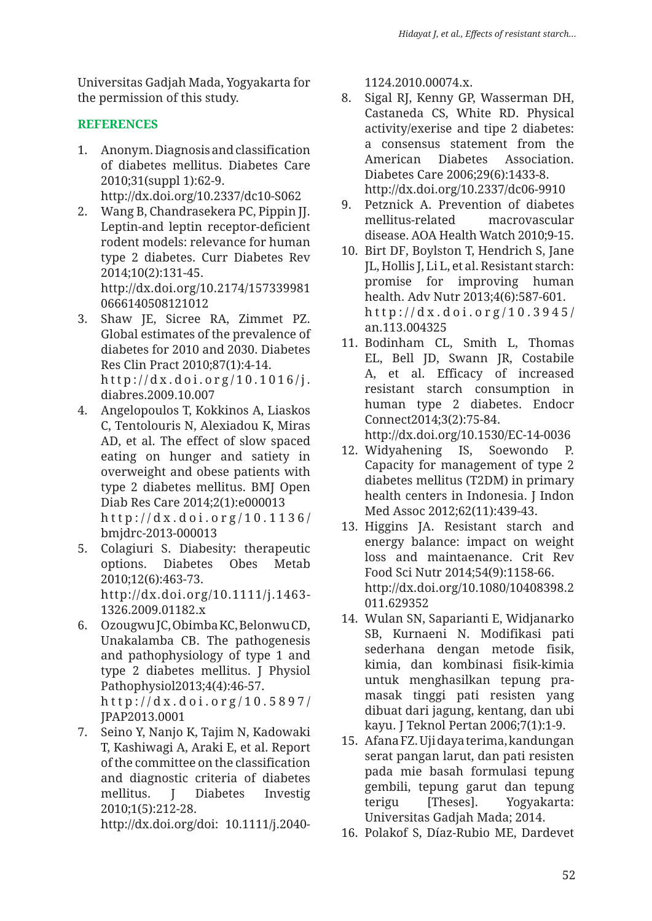Universitas Gadjah Mada, Yogyakarta for the permission of this study.

## REFERENCES

1. Anonym. Diagnosis and classification of diabetes mellitus. Diabetes Care 2010;31(suppl 1):62-9. http://dx.doi.org/10.2337/dc10-S062
2. Wang B, Chandrasekera PC, Pippin JJ. Leptin-and leptin receptor-deficient rodent models: relevance for human type 2 diabetes. Curr Diabetes Rev 2014;10(2):131-45. http://dx.doi.org/10.2174/1573399810666140508121012
3. Shaw JE, Sicree RA, Zimmet PZ. Global estimates of the prevalence of diabetes for 2010 and 2030. Diabetes Res Clin Pract 2010;87(1):4-14. http://dx.doi.org/10.1016/j.diabres.2009.10.007
4. Angelopoulos T, Kokkinos A, Liaskos C, Tentolouris N, Alexiadou K, Miras AD, et al. The effect of slow spaced eating on hunger and satiety in overweight and obese patients with type 2 diabetes mellitus. BMJ Open Diab Res Care 2014;2(1):e000013 http://dx.doi.org/10.1136/bmjdrc-2013-000013
5. Colagiuri S. Diabesity: therapeutic options. Diabetes Obes Metab 2010;12(6):463-73. http://dx.doi.org/10.1111/j.1463-1326.2009.01182.x
6. Ozougwu JC, Obimba KC, Belonwu CD, Unakalamba CB. The pathogenesis and pathophysiology of type 1 and type 2 diabetes mellitus. J Physiol Pathophysiol2013;4(4):46-57. http://dx.doi.org/10.5897/JPAP2013.0001
7. Seino Y, Nanjo K, Tajim N, Kadowaki T, Kashiwagi A, Araki E, et al. Report of the committee on the classification and diagnostic criteria of diabetes mellitus. J Diabetes Investig 2010;1(5):212-28. http://dx.doi.org/doi: 10.1111/j.2040-1124.2010.00074.x.
8. Sigal RJ, Kenny GP, Wasserman DH, Castaneda CS, White RD. Physical activity/exerise and tipe 2 diabetes: a consensus statement from the American Diabetes Association. Diabetes Care 2006;29(6):1433-8. http://dx.doi.org/10.2337/dc06-9910
9. Petznick A. Prevention of diabetes mellitus-related macrovascular disease. AOA Health Watch 2010;9-15.
10. Birt DF, Boylston T, Hendrich S, Jane JL, Hollis J, Li L, et al. Resistant starch: promise for improving human health. Adv Nutr 2013;4(6):587-601. http://dx.doi.org/10.3945/an.113.004325
11. Bodinham CL, Smith L, Thomas EL, Bell JD, Swann JR, Costabile A, et al. Efficacy of increased resistant starch consumption in human type 2 diabetes. Endocr Connect2014;3(2):75-84. http://dx.doi.org/10.1530/EC-14-0036
12. Widyahening IS, Soewondo P. Capacity for management of type 2 diabetes mellitus (T2DM) in primary health centers in Indonesia. J Indon Med Assoc 2012;62(11):439-43.
13. Higgins JA. Resistant starch and energy balance: impact on weight loss and maintaenance. Crit Rev Food Sci Nutr 2014;54(9):1158-66. http://dx.doi.org/10.1080/10408398.2011.629352
14. Wulan SN, Saparianti E, Widjanarko SB, Kurnaeni N. Modifikasi pati sederhana dengan metode fisik, kimia, dan kombinasi fisik-kimia untuk menghasilkan tepung pra-masak tinggi pati resisten yang dibuat dari jagung, kentang, dan ubi kayu. J Teknol Pertan 2006;7(1):1-9.
15. Afana FZ. Uji daya terima, kandungan serat pangan larut, dan pati resisten pada mie basah formulasi tepung gembili, tepung garut dan tepung terigu [Theses]. Yogyakarta: Universitas Gadjah Mada; 2014.
16. Polakof S, Díaz-Rubio ME, Dardevet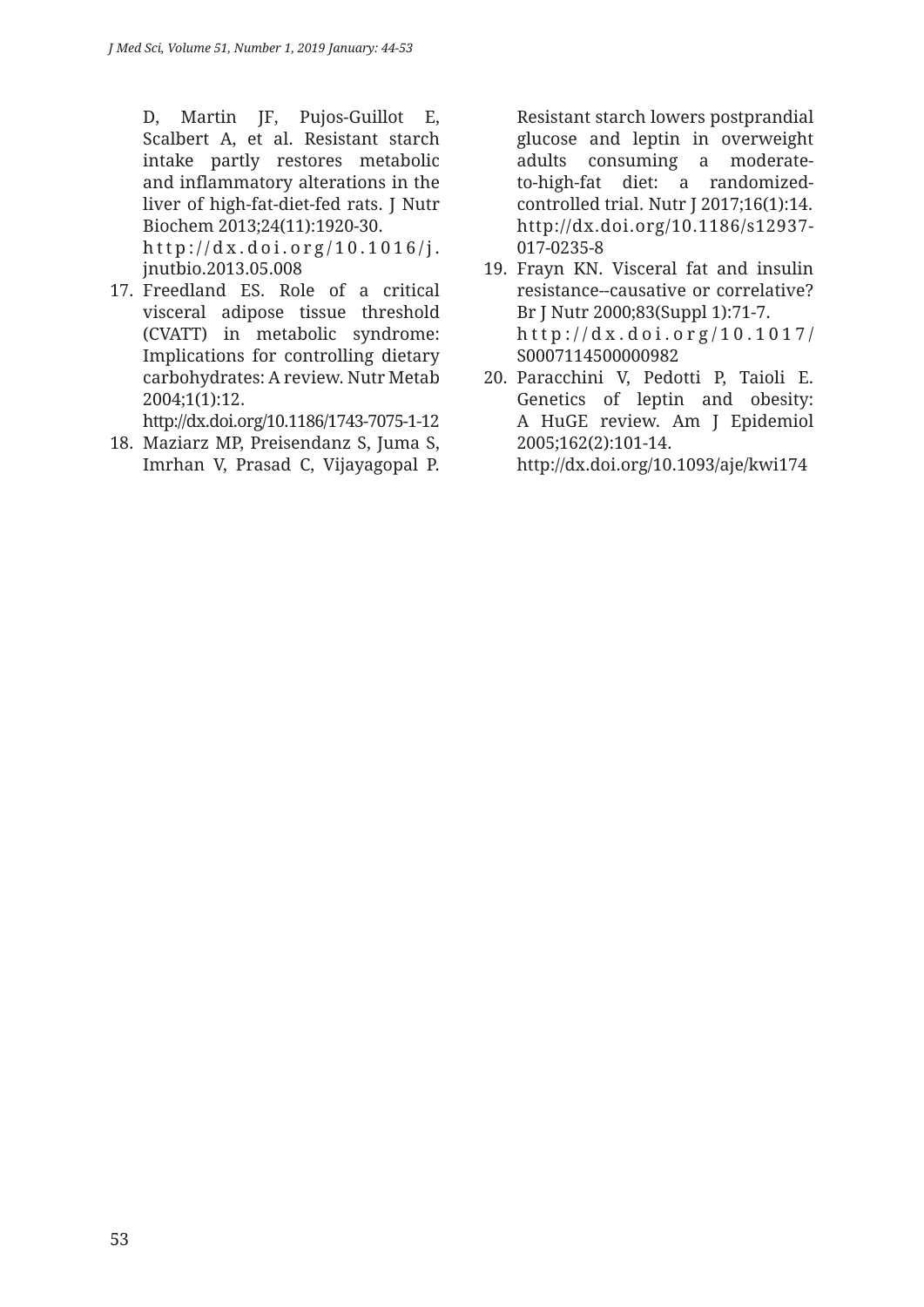D, Martin JF, Pujos-Guillot E, Scalbert A, et al. Resistant starch intake partly restores metabolic and inflammatory alterations in the liver of high-fat-diet-fed rats. J Nutr Biochem 2013;24(11):1920-30. http://dx.doi.org/10.1016/j.jnutbio.2013.05.008

17. Freedland ES. Role of a critical visceral adipose tissue threshold (CVATT) in metabolic syndrome: Implications for controlling dietary carbohydrates: A review. Nutr Metab 2004;1(1):12. http://dx.doi.org/10.1186/1743-7075-1-12
18. Maziarz MP, Preisendanz S, Juma S, Imrhan V, Prasad C, Vijayagopal P. Resistant starch lowers postprandial glucose and leptin in overweight adults consuming a moderate-to-high-fat diet: a randomized-controlled trial. Nutr J 2017;16(1):14. http://dx.doi.org/10.1186/s12937-017-0235-8
19. Frayn KN. Visceral fat and insulin resistance--causative or correlative? Br J Nutr 2000;83(Suppl 1):71-7. http://dx.doi.org/10.1017/S0007114500000982
20. Paracchini V, Pedotti P, Taioli E. Genetics of leptin and obesity: A HuGE review. Am J Epidemiol 2005;162(2):101-14. http://dx.doi.org/10.1093/aje/kwi174